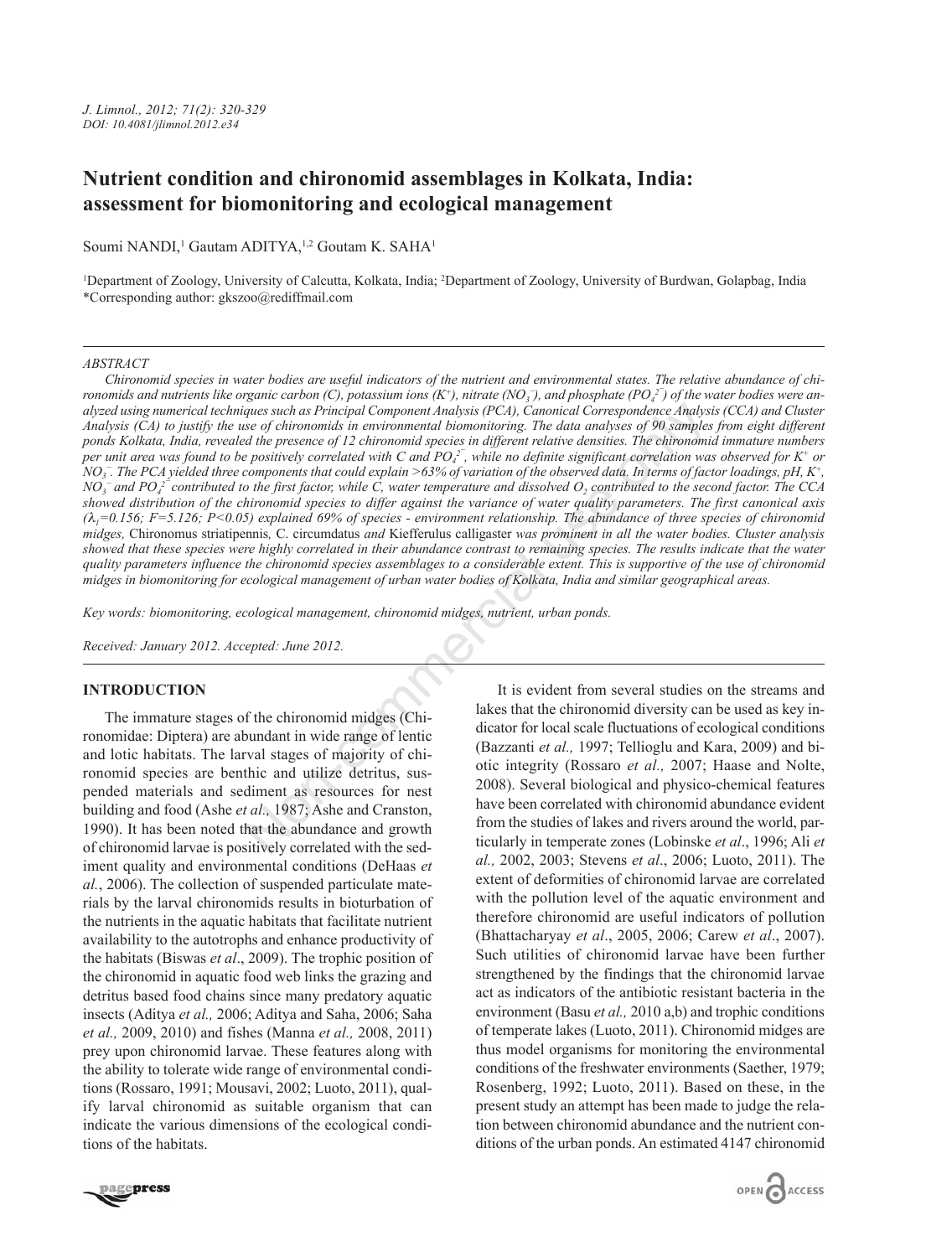# Nutrient condition and chironomid assemblages in Kolkata, India: assessment for biomonitoring and ecological management

Soumi NANDI,[1] Gautam ADITYA,[1,2] Goutam K. SAHA[1]

[1]Department of Zoology, University of Calcutta, Kolkata, India; [2]Department of Zoology, University of Burdwan, Golapbag, India
*Corresponding author: gkszoo@rediffmail.com

## ABSTRACT

*Chironomid species in water bodies are useful indicators of the nutrient and environmental states. The relative abundance of chironomids and nutrients like organic carbon (C), potassium ions ($K^+$), nitrate ($NO_3^-$), and phosphate ($PO_4^{2-}$) of the water bodies were analyzed using numerical techniques such as Principal Component Analysis (PCA), Canonical Correspondence Analysis (CCA) and Cluster Analysis (CA) to justify the use of chironomids in environmental biomonitoring. The data analyses of 90 samples from eight different ponds Kolkata, India, revealed the presence of 12 chironomid species in different relative densities. The chironomid immature numbers per unit area was found to be positively correlated with C and $PO_4^{2-}$, while no definite significant correlation was observed for $K^+$ or $NO_3^-$. The PCA yielded three components that could explain >63% of variation of the observed data. In terms of factor loadings, pH, $K^+$, $NO_3^-$ and $PO_4^{2-}$ contributed to the first factor, while C, water temperature and dissolved $O_2$ contributed to the second factor. The CCA showed distribution of the chironomid species to differ against the variance of water quality parameters. The first canonical axis ($\lambda_1$=0.156; F=5.126; P<0.05) explained 69% of species - environment relationship. The abundance of three species of chironomid midges,* Chironomus striatipennis*,* C. circumdatus *and* Kiefferulus calligaster *was prominent in all the water bodies. Cluster analysis showed that these species were highly correlated in their abundance contrast to remaining species. The results indicate that the water quality parameters influence the chironomid species assemblages to a considerable extent. This is supportive of the use of chironomid midges in biomonitoring for ecological management of urban water bodies of Kolkata, India and similar geographical areas.*

*Key words: biomonitoring, ecological management, chironomid midges, nutrient, urban ponds.*

*Received: January 2012. Accepted: June 2012.*

## INTRODUCTION

The immature stages of the chironomid midges (Chironomidae: Diptera) are abundant in wide range of lentic and lotic habitats. The larval stages of majority of chironomid species are benthic and utilize detritus, suspended materials and sediment as resources for nest building and food (Ashe *et al.,* 1987; Ashe and Cranston, 1990). It has been noted that the abundance and growth of chironomid larvae is positively correlated with the sediment quality and environmental conditions (DeHaas *et al.*, 2006). The collection of suspended particulate materials by the larval chironomids results in bioturbation of the nutrients in the aquatic habitats that facilitate nutrient availability to the autotrophs and enhance productivity of the habitats (Biswas *et al*., 2009). The trophic position of the chironomid in aquatic food web links the grazing and detritus based food chains since many predatory aquatic insects (Aditya *et al.,* 2006; Aditya and Saha, 2006; Saha *et al.,* 2009, 2010) and fishes (Manna *et al.,* 2008, 2011) prey upon chironomid larvae. These features along with the ability to tolerate wide range of environmental conditions (Rossaro, 1991; Mousavi, 2002; Luoto, 2011), qualify larval chironomid as suitable organism that can indicate the various dimensions of the ecological conditions of the habitats.

It is evident from several studies on the streams and lakes that the chironomid diversity can be used as key indicator for local scale fluctuations of ecological conditions (Bazzanti *et al.,* 1997; Tellioglu and Kara, 2009) and biotic integrity (Rossaro *et al.,* 2007; Haase and Nolte, 2008). Several biological and physico-chemical features have been correlated with chironomid abundance evident from the studies of lakes and rivers around the world, particularly in temperate zones (Lobinske *et al*., 1996; Ali *et al.,* 2002, 2003; Stevens *et al*., 2006; Luoto, 2011). The extent of deformities of chironomid larvae are correlated with the pollution level of the aquatic environment and therefore chironomid are useful indicators of pollution (Bhattacharyay *et al*., 2005, 2006; Carew *et al*., 2007). Such utilities of chironomid larvae have been further strengthened by the findings that the chironomid larvae act as indicators of the antibiotic resistant bacteria in the environment (Basu *et al.,* 2010 a,b) and trophic conditions of temperate lakes (Luoto, 2011). Chironomid midges are thus model organisms for monitoring the environmental conditions of the freshwater environments (Saether, 1979; Rosenberg, 1992; Luoto, 2011). Based on these, in the present study an attempt has been made to judge the relation between chironomid abundance and the nutrient conditions of the urban ponds. An estimated 4147 chironomid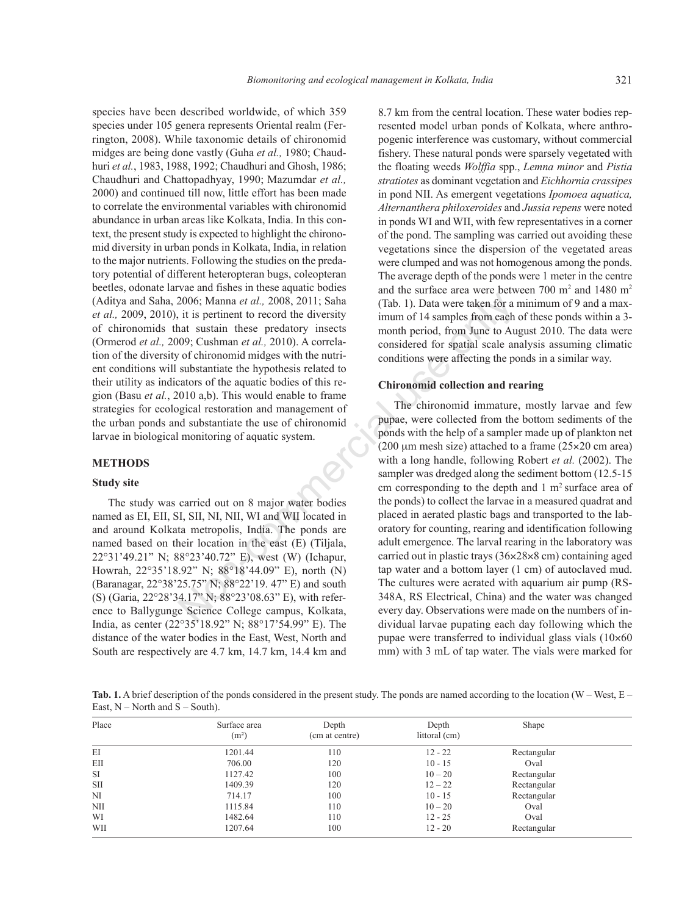species have been described worldwide, of which 359 species under 105 genera represents Oriental realm (Ferrington, 2008). While taxonomic details of chironomid midges are being done vastly (Guha *et al.,* 1980; Chaudhuri *et al.*, 1983, 1988, 1992; Chaudhuri and Ghosh, 1986; Chaudhuri and Chattopadhyay, 1990; Mazumdar *et al.,* 2000) and continued till now, little effort has been made to correlate the environmental variables with chironomid abundance in urban areas like Kolkata, India. In this context, the present study is expected to highlight the chironomid diversity in urban ponds in Kolkata, India, in relation to the major nutrients. Following the studies on the predatory potential of different heteropteran bugs, coleopteran beetles, odonate larvae and fishes in these aquatic bodies (Aditya and Saha, 2006; Manna *et al.,* 2008, 2011; Saha *et al.,* 2009, 2010), it is pertinent to record the diversity of chironomids that sustain these predatory insects (Ormerod *et al.,* 2009; Cushman *et al.,* 2010). A correlation of the diversity of chironomid midges with the nutrient conditions will substantiate the hypothesis related to their utility as indicators of the aquatic bodies of this region (Basu *et al.*, 2010 a,b). This would enable to frame strategies for ecological restoration and management of the urban ponds and substantiate the use of chironomid larvae in biological monitoring of aquatic system.

## METHODS

### Study site

The study was carried out on 8 major water bodies named as EI, EII, SI, SII, NI, NII, WI and WII located in and around Kolkata metropolis, India. The ponds are named based on their location in the east (E) (Tiljala, 22°31'49.21" N; 88°23'40.72" E), west (W) (Ichapur, Howrah, 22°35'18.92" N; 88°18'44.09" E), north (N) (Baranagar, 22°38'25.75" N; 88°22'19. 47" E) and south (S) (Garia, 22°28'34.17" N; 88°23'08.63" E), with reference to Ballygunge Science College campus, Kolkata, India, as center (22°35'18.92" N; 88°17'54.99" E). The distance of the water bodies in the East, West, North and South are respectively are 4.7 km, 14.7 km, 14.4 km and 8.7 km from the central location. These water bodies represented model urban ponds of Kolkata, where anthropogenic interference was customary, without commercial fishery. These natural ponds were sparsely vegetated with the floating weeds *Wolffia* spp., *Lemna minor* and *Pistia stratiotes* as dominant vegetation and *Eichhornia crassipes* in pond NII. As emergent vegetations *Ipomoea aquatica, Alternanthera philoxeroides* and *Jussia repens* were noted in ponds WI and WII, with few representatives in a corner of the pond. The sampling was carried out avoiding these vegetations since the dispersion of the vegetated areas were clumped and was not homogenous among the ponds. The average depth of the ponds were 1 meter in the centre and the surface area were between 700 $m^2$ and 1480 $m^2$ (Tab. 1). Data were taken for a minimum of 9 and a maximum of 14 samples from each of these ponds within a 3-month period, from June to August 2010. The data were considered for spatial scale analysis assuming climatic conditions were affecting the ponds in a similar way.

### Chironomid collection and rearing

The chironomid immature, mostly larvae and few pupae, were collected from the bottom sediments of the ponds with the help of a sampler made up of plankton net (200 μm mesh size) attached to a frame (25×20 cm area) with a long handle, following Robert *et al.* (2002). The sampler was dredged along the sediment bottom (12.5-15 cm corresponding to the depth and 1 $m^2$ surface area of the ponds) to collect the larvae in a measured quadrat and placed in aerated plastic bags and transported to the laboratory for counting, rearing and identification following adult emergence. The larval rearing in the laboratory was carried out in plastic trays (36×28×8 cm) containing aged tap water and a bottom layer (1 cm) of autoclaved mud. The cultures were aerated with aquarium air pump (RS-348A, RS Electrical, China) and the water was changed every day. Observations were made on the numbers of individual larvae pupating each day following which the pupae were transferred to individual glass vials (10×60 mm) with 3 mL of tap water. The vials were marked for

**Tab. 1.** A brief description of the ponds considered in the present study. The ponds are named according to the location (W – West, E – East, N – North and S – South).

| Place | Surface area ($m^2$) | Depth (cm at centre) | Depth littoral (cm) | Shape |
|---|---|---|---|---|
| EI | 1201.44 | 110 | 12 - 22 | Rectangular |
| EII | 706.00 | 120 | 10 - 15 | Oval |
| SI | 1127.42 | 100 | 10 – 20 | Rectangular |
| SII | 1409.39 | 120 | 12 – 22 | Rectangular |
| NI | 714.17 | 100 | 10 - 15 | Rectangular |
| NII | 1115.84 | 110 | 10 – 20 | Oval |
| WI | 1482.64 | 110 | 12 - 25 | Oval |
| WII | 1207.64 | 100 | 12 - 20 | Rectangular |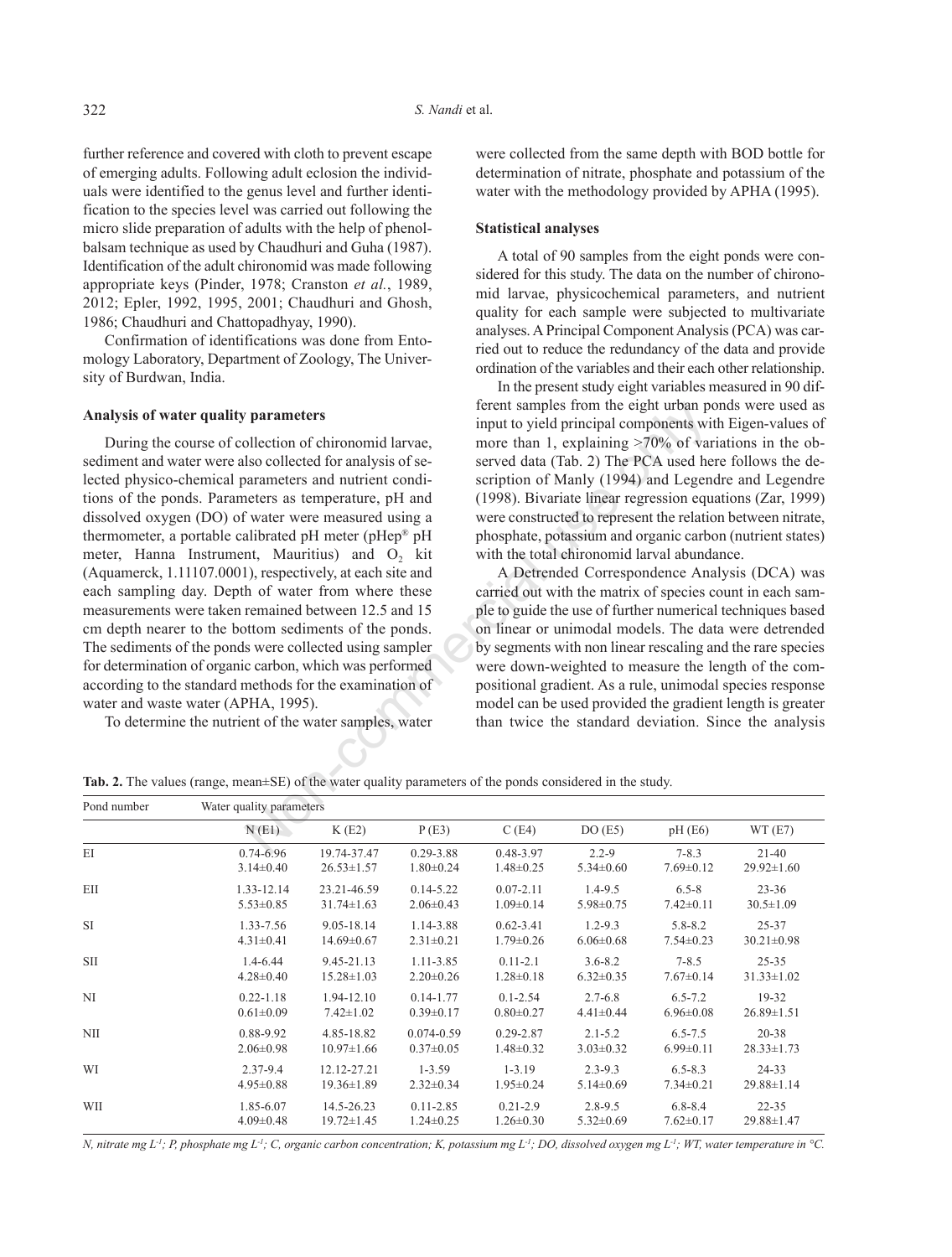further reference and covered with cloth to prevent escape of emerging adults. Following adult eclosion the individuals were identified to the genus level and further identification to the species level was carried out following the micro slide preparation of adults with the help of phenolbalsam technique as used by Chaudhuri and Guha (1987). Identification of the adult chironomid was made following appropriate keys (Pinder, 1978; Cranston *et al.*, 1989, 2012; Epler, 1992, 1995, 2001; Chaudhuri and Ghosh, 1986; Chaudhuri and Chattopadhyay, 1990).

Confirmation of identifications was done from Entomology Laboratory, Department of Zoology, The University of Burdwan, India.

### Analysis of water quality parameters

During the course of collection of chironomid larvae, sediment and water were also collected for analysis of selected physico-chemical parameters and nutrient conditions of the ponds. Parameters as temperature, pH and dissolved oxygen (DO) of water were measured using a thermometer, a portable calibrated pH meter (pHep® pH meter, Hanna Instrument, Mauritius) and $O_2$ kit (Aquamerck, 1.11107.0001), respectively, at each site and each sampling day. Depth of water from where these measurements were taken remained between 12.5 and 15 cm depth nearer to the bottom sediments of the ponds. The sediments of the ponds were collected using sampler for determination of organic carbon, which was performed according to the standard methods for the examination of water and waste water (APHA, 1995).

To determine the nutrient of the water samples, water were collected from the same depth with BOD bottle for determination of nitrate, phosphate and potassium of the water with the methodology provided by APHA (1995).

### Statistical analyses

A total of 90 samples from the eight ponds were considered for this study. The data on the number of chironomid larvae, physicochemical parameters, and nutrient quality for each sample were subjected to multivariate analyses. A Principal Component Analysis (PCA) was carried out to reduce the redundancy of the data and provide ordination of the variables and their each other relationship.

In the present study eight variables measured in 90 different samples from the eight urban ponds were used as input to yield principal components with Eigen-values of more than 1, explaining >70% of variations in the observed data (Tab. 2) The PCA used here follows the description of Manly (1994) and Legendre and Legendre (1998). Bivariate linear regression equations (Zar, 1999) were constructed to represent the relation between nitrate, phosphate, potassium and organic carbon (nutrient states) with the total chironomid larval abundance.

A Detrended Correspondence Analysis (DCA) was carried out with the matrix of species count in each sample to guide the use of further numerical techniques based on linear or unimodal models. The data were detrended by segments with non linear rescaling and the rare species were down-weighted to measure the length of the compositional gradient. As a rule, unimodal species response model can be used provided the gradient length is greater than twice the standard deviation. Since the analysis

**Tab. 2.** The values (range, mean±SE) of the water quality parameters of the ponds considered in the study.

| Pond number | Water quality parameters | | | | | | |
|---|---|---|---|---|---|---|---|
| | N (E1) | K (E2) | P (E3) | C (E4) | DO (E5) | pH (E6) | WT (E7) |
| EI | 0.74-6.96<br>3.14±0.40 | 19.74-37.47<br>26.53±1.57 | 0.29-3.88<br>1.80±0.24 | 0.48-3.97<br>1.48±0.25 | 2.2-9<br>5.34±0.60 | 7-8.3<br>7.69±0.12 | 21-40<br>29.92±1.60 |
| EII | 1.33-12.14<br>5.53±0.85 | 23.21-46.59<br>31.74±1.63 | 0.14-5.22<br>2.06±0.43 | 0.07-2.11<br>1.09±0.14 | 1.4-9.5<br>5.98±0.75 | 6.5-8<br>7.42±0.11 | 23-36<br>30.5±1.09 |
| SI | 1.33-7.56<br>4.31±0.41 | 9.05-18.14<br>14.69±0.67 | 1.14-3.88<br>2.31±0.21 | 0.62-3.41<br>1.79±0.26 | 1.2-9.3<br>6.06±0.68 | 5.8-8.2<br>7.54±0.23 | 25-37<br>30.21±0.98 |
| SII | 1.4-6.44<br>4.28±0.40 | 9.45-21.13<br>15.28±1.03 | 1.11-3.85<br>2.20±0.26 | 0.11-2.1<br>1.28±0.18 | 3.6-8.2<br>6.32±0.35 | 7-8.5<br>7.67±0.14 | 25-35<br>31.33±1.02 |
| NI | 0.22-1.18<br>0.61±0.09 | 1.94-12.10<br>7.42±1.02 | 0.14-1.77<br>0.39±0.17 | 0.1-2.54<br>0.80±0.27 | 2.7-6.8<br>4.41±0.44 | 6.5-7.2<br>6.96±0.08 | 19-32<br>26.89±1.51 |
| NII | 0.88-9.92<br>2.06±0.98 | 4.85-18.82<br>10.97±1.66 | 0.074-0.59<br>0.37±0.05 | 0.29-2.87<br>1.48±0.32 | 2.1-5.2<br>3.03±0.32 | 6.5-7.5<br>6.99±0.11 | 20-38<br>28.33±1.73 |
| WI | 2.37-9.4<br>4.95±0.88 | 12.12-27.21<br>19.36±1.89 | 1-3.59<br>2.32±0.34 | 1-3.19<br>1.95±0.24 | 2.3-9.3<br>5.14±0.69 | 6.5-8.3<br>7.34±0.21 | 24-33<br>29.88±1.14 |
| WII | 1.85-6.07<br>4.09±0.48 | 14.5-26.23<br>19.72±1.45 | 0.11-2.85<br>1.24±0.25 | 0.21-2.9<br>1.26±0.30 | 2.8-9.5<br>5.32±0.69 | 6.8-8.4<br>7.62±0.17 | 22-35<br>29.88±1.47 |

*N, nitrate mg $L^{-1}$; P, phosphate mg $L^{-1}$; C, organic carbon concentration; K, potassium mg $L^{-1}$; DO, dissolved oxygen mg $L^{-1}$; WT, water temperature in °C.*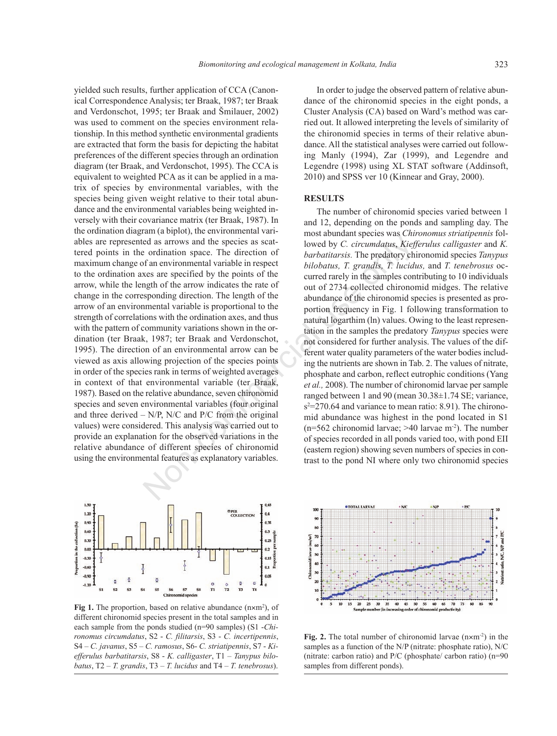yielded such results, further application of CCA (Canonical Correspondence Analysis; ter Braak, 1987; ter Braak and Verdonschot, 1995; ter Braak and Šmilauer, 2002) was used to comment on the species environment relationship. In this method synthetic environmental gradients are extracted that form the basis for depicting the habitat preferences of the different species through an ordination diagram (ter Braak, and Verdonschot, 1995). The CCA is equivalent to weighted PCA as it can be applied in a matrix of species by environmental variables, with the species being given weight relative to their total abundance and the environmental variables being weighted inversely with their covariance matrix (ter Braak, 1987). In the ordination diagram (a biplot), the environmental variables are represented as arrows and the species as scattered points in the ordination space. The direction of maximum change of an environmental variable in respect to the ordination axes are specified by the points of the arrow, while the length of the arrow indicates the rate of change in the corresponding direction. The length of the arrow of an environmental variable is proportional to the strength of correlations with the ordination axes, and thus with the pattern of community variations shown in the ordination (ter Braak, 1987; ter Braak and Verdonschot, 1995). The direction of an environmental arrow can be viewed as axis allowing projection of the species points in order of the species rank in terms of weighted averages in context of that environmental variable (ter Braak, 1987). Based on the relative abundance, seven chironomid species and seven environmental variables (four original and three derived – N/P, N/C and P/C from the original values) were considered. This analysis was carried out to provide an explanation for the observed variations in the relative abundance of different species of chironomid using the environmental features as explanatory variables.

In order to judge the observed pattern of relative abundance of the chironomid species in the eight ponds, a Cluster Analysis (CA) based on Ward's method was carried out. It allowed interpreting the levels of similarity of the chironomid species in terms of their relative abundance. All the statistical analyses were carried out following Manly (1994), Zar (1999), and Legendre and Legendre (1998) using XL STAT software (Addinsoft, 2010) and SPSS ver 10 (Kinnear and Gray, 2000).

## RESULTS

The number of chironomid species varied between 1 and 12, depending on the ponds and sampling day. The most abundant species was *Chironomus striatipennis* followed by *C. circumdatus*, *Kiefferulus calligaster* and *K. barbatitarsis.* The predatory chironomid species *Tanypus bilobatus, T. grandis, T. lucidus,* and *T. tenebrosus* occurred rarely in the samples contributing to 10 individuals out of 2734 collected chironomid midges. The relative abundance of the chironomid species is presented as proportion frequency in Fig. 1 following transformation to natural logarthim (ln) values. Owing to the least representation in the samples the predatory *Tanypus* species were not considered for further analysis. The values of the different water quality parameters of the water bodies including the nutrients are shown in Tab. 2. The values of nitrate, phosphate and carbon, reflect eutrophic conditions (Yang *et al.,* 2008). The number of chironomid larvae per sample ranged between 1 and 90 (mean 30.38±1.74 SE; variance, $s^2$=270.64 and variance to mean ratio: 8.91). The chironomid abundance was highest in the pond located in S1 (n=562 chironomid larvae; >40 larvae $m^{-2}$). The number of species recorded in all ponds varied too, with pond EII (eastern region) showing seven numbers of species in contrast to the pond NI where only two chironomid species

**Fig 1.** The proportion, based on relative abundance (n×m²), of different chironomid species present in the total samples and in each sample from the ponds studied (n=90 samples) (S1 -*Chironomus circumdatus*, S2 - *C. filitarsis*, S3 - *C. incertipennis*, S4 – *C. javanus*, S5 – *C. ramosus*, S6- *C. striatipennis*, S7 - *Kiefferulus barbatitarsis*, S8 - *K. calligaster*, T1 – *Tanypus bilobatus*, T2 – *T. grandis*, T3 – *T. lucidus* and T4 – *T. tenebrosus*).

**Fig. 2.** The total number of chironomid larvae (n×$m^{-2}$) in the samples as a function of the N/P (nitrate: phosphate ratio), N/C (nitrate: carbon ratio) and P/C (phosphate/ carbon ratio) (n=90 samples from different ponds).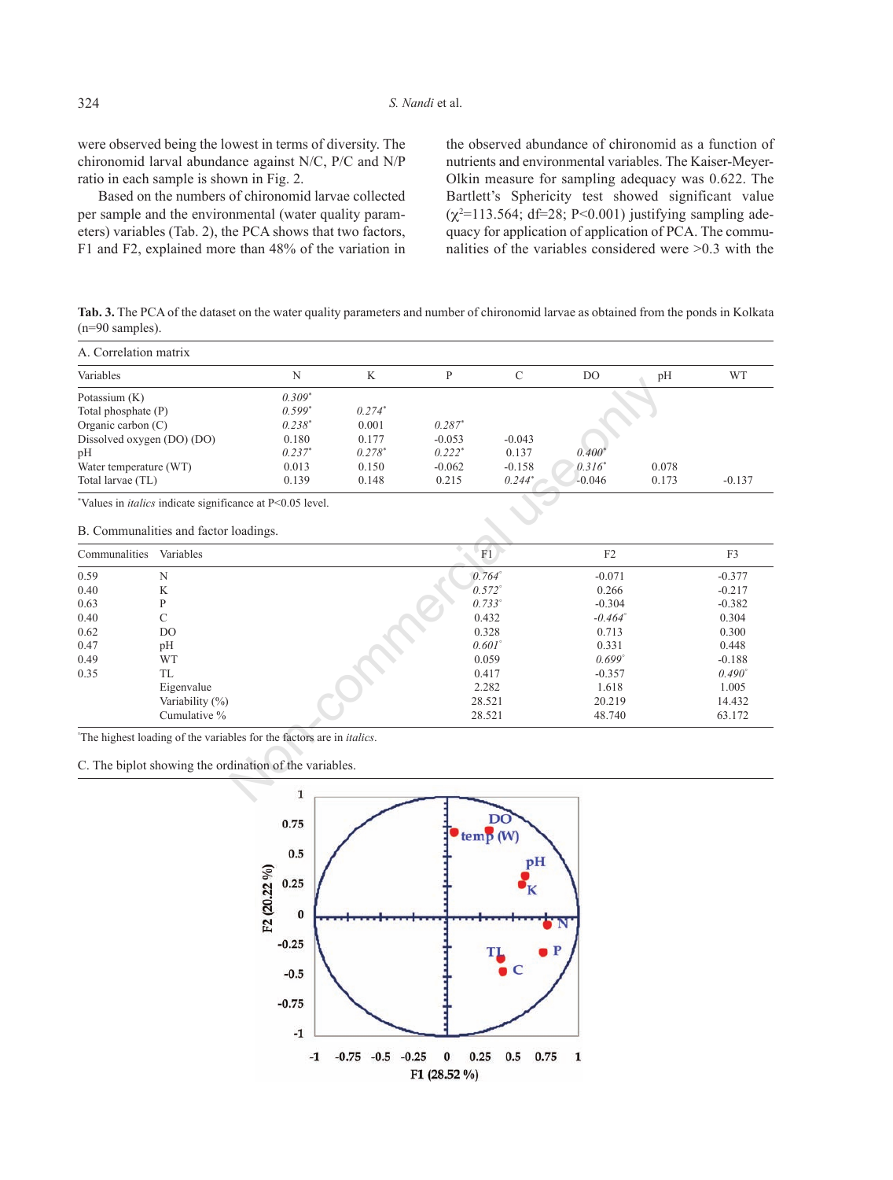were observed being the lowest in terms of diversity. The chironomid larval abundance against N/C, P/C and N/P ratio in each sample is shown in Fig. 2.

Based on the numbers of chironomid larvae collected per sample and the environmental (water quality parameters) variables (Tab. 2), the PCA shows that two factors, F1 and F2, explained more than 48% of the variation in the observed abundance of chironomid as a function of nutrients and environmental variables. The Kaiser-Meyer-Olkin measure for sampling adequacy was 0.622. The Bartlett's Sphericity test showed significant value ($\chi^2$=113.564; df=28; P<0.001) justifying sampling adequacy for application of application of PCA. The communalities of the variables considered were >0.3 with the

**Tab. 3.** The PCA of the dataset on the water quality parameters and number of chironomid larvae as obtained from the ponds in Kolkata (n=90 samples).

A. Correlation matrix

| Variables | N | K | P | C | DO | pH | WT |
|---|---|---|---|---|---|---|---|
| Potassium (K) | *0.309*\* | | | | | | |
| Total phosphate (P) | *0.599*\* | *0.274*\* | | | | | |
| Organic carbon (C) | *0.238*\* | 0.001 | *0.287*\* | | | | |
| Dissolved oxygen (DO) (DO) | 0.180 | 0.177 | -0.053 | -0.043 | | | |
| pH | *0.237*\* | *0.278*\* | *0.222*\* | 0.137 | *0.400*\* | | |
| Water temperature (WT) | 0.013 | 0.150 | -0.062 | -0.158 | *0.316*\* | 0.078 | |
| Total larvae (TL) | 0.139 | 0.148 | 0.215 | *0.244*\* | -0.046 | 0.173 | -0.137 |

\*Values in *italics* indicate significance at P<0.05 level.

B. Communalities and factor loadings.

| Communalities | Variables | F1 | F2 | F3 |
|---|---|---|---|---|
| 0.59 | N | *0.764*\* | -0.071 | -0.377 |
| 0.40 | K | *0.572*\* | 0.266 | -0.217 |
| 0.63 | P | *0.733*\* | -0.304 | -0.382 |
| 0.40 | C | 0.432 | *-0.464*\* | 0.304 |
| 0.62 | DO | 0.328 | 0.713 | 0.300 |
| 0.47 | pH | *0.601*\* | 0.331 | 0.448 |
| 0.49 | WT | 0.059 | *0.699*\* | -0.188 |
| 0.35 | TL | 0.417 | -0.357 | *0.490*\* |
| | Eigenvalue | 2.282 | 1.618 | 1.005 |
| | Variability (%) | 28.521 | 20.219 | 14.432 |
| | Cumulative % | 28.521 | 48.740 | 63.172 |

\*The highest loading of the variables for the factors are in *italics*.

C. The biplot showing the ordination of the variables.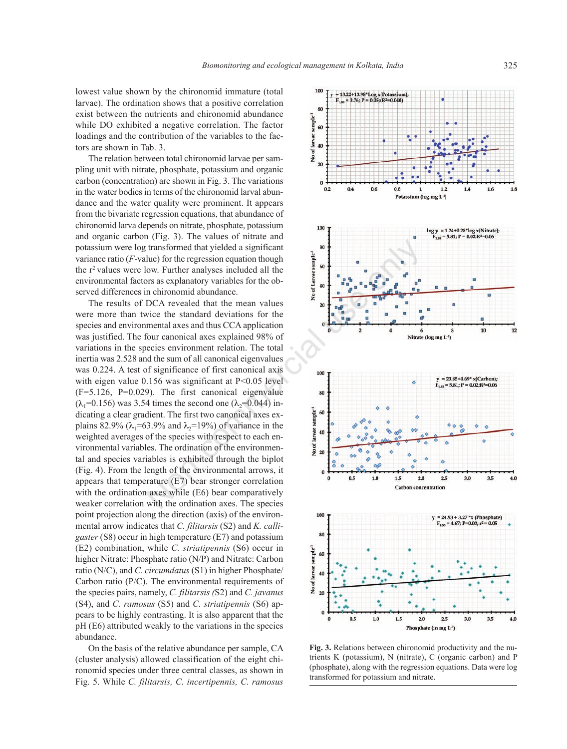lowest value shown by the chironomid immature (total larvae). The ordination shows that a positive correlation exist between the nutrients and chironomid abundance while DO exhibited a negative correlation. The factor loadings and the contribution of the variables to the factors are shown in Tab. 3.

The relation between total chironomid larvae per sampling unit with nitrate, phosphate, potassium and organic carbon (concentration) are shown in Fig. 3. The variations in the water bodies in terms of the chironomid larval abundance and the water quality were prominent. It appears from the bivariate regression equations, that abundance of chironomid larva depends on nitrate, phosphate, potassium and organic carbon (Fig. 3). The values of nitrate and potassium were log transformed that yielded a significant variance ratio (*F*-value) for the regression equation though the $r^2$ values were low. Further analyses included all the environmental factors as explanatory variables for the observed differences in chironomid abundance.

The results of DCA revealed that the mean values were more than twice the standard deviations for the species and environmental axes and thus CCA application was justified. The four canonical axes explained 98% of variations in the species environment relation. The total inertia was 2.528 and the sum of all canonical eigenvalues was 0.224. A test of significance of first canonical axis with eigen value 0.156 was significant at $P<0.05$ level ($F=5.126$, $P=0.029$). The first canonical eigenvalue ($\lambda_1=0.156$) was 3.54 times the second one ($\lambda_2=0.044$) indicating a clear gradient. The first two canonical axes explains 82.9% ($\lambda_1=63.9\%$ and $\lambda_2=19\%$) of variance in the weighted averages of the species with respect to each environmental variables. The ordination of the environmental and species variables is exhibited through the biplot (Fig. 4). From the length of the environmental arrows, it appears that temperature (E7) bear stronger correlation with the ordination axes while (E6) bear comparatively weaker correlation with the ordination axes. The species point projection along the direction (axis) of the environmental arrow indicates that *C. filitarsis* (S2) and *K. calligaster* (S8) occur in high temperature (E7) and potassium (E2) combination, while *C. striatipennis* (S6) occur in higher Nitrate: Phosphate ratio (N/P) and Nitrate: Carbon ratio (N/C), and *C. circumdatus* (S1) in higher Phosphate/Carbon ratio (P/C). The environmental requirements of the species pairs, namely, *C. filitarsis (*S2) and *C. javanus* (S4), and *C. ramosus* (S5) and *C. striatipennis* (S6) appears to be highly contrasting. It is also apparent that the pH (E6) attributed weakly to the variations in the species abundance.

On the basis of the relative abundance per sample, CA (cluster analysis) allowed classification of the eight chironomid species under three central classes, as shown in Fig. 5. While *C. filitarsis, C. incertipennis, C. ramosus*

**Fig. 3.** Relations between chironomid productivity and the nutrients K (potassium), N (nitrate), C (organic carbon) and P (phosphate), along with the regression equations. Data were log transformed for potassium and nitrate.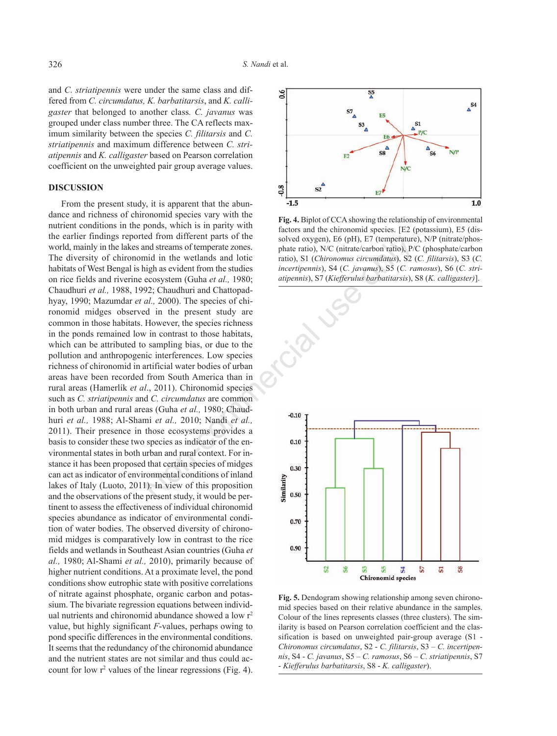and *C. striatipennis* were under the same class and differed from *C. circumdatus, K. barbatitarsis*, and *K. calligaster* that belonged to another class. *C. javanus* was grouped under class number three. The CA reflects maximum similarity between the species *C. filitarsis* and *C. striatipennis* and maximum difference between *C. striatipennis* and *K. calligaster* based on Pearson correlation coefficient on the unweighted pair group average values.

## DISCUSSION

From the present study, it is apparent that the abundance and richness of chironomid species vary with the nutrient conditions in the ponds, which is in parity with the earlier findings reported from different parts of the world, mainly in the lakes and streams of temperate zones. The diversity of chironomid in the wetlands and lotic habitats of West Bengal is high as evident from the studies on rice fields and riverine ecosystem (Guha *et al.,* 1980; Chaudhuri *et al.,* 1988, 1992; Chaudhuri and Chattopadhyay, 1990; Mazumdar *et al.,* 2000). The species of chironomid midges observed in the present study are common in those habitats. However, the species richness in the ponds remained low in contrast to those habitats, which can be attributed to sampling bias, or due to the pollution and anthropogenic interferences. Low species richness of chironomid in artificial water bodies of urban areas have been recorded from South America than in rural areas (Hamerlík *et al*., 2011). Chironomid species such as *C. striatipennis* and *C. circumdatus* are common in both urban and rural areas (Guha *et al.,* 1980; Chaudhuri *et al.,* 1988; Al-Shami *et al.,* 2010; Nandi *et al.,* 2011). Their presence in those ecosystems provides a basis to consider these two species as indicator of the environmental states in both urban and rural context. For instance it has been proposed that certain species of midges can act as indicator of environmental conditions of inland lakes of Italy (Luoto, 2011). In view of this proposition and the observations of the present study, it would be pertinent to assess the effectiveness of individual chironomid species abundance as indicator of environmental condition of water bodies. The observed diversity of chironomid midges is comparatively low in contrast to the rice fields and wetlands in Southeast Asian countries (Guha *et al.,* 1980; Al-Shami *et al.,* 2010), primarily because of higher nutrient conditions. At a proximate level, the pond conditions show eutrophic state with positive correlations of nitrate against phosphate, organic carbon and potassium. The bivariate regression equations between individual nutrients and chironomid abundance showed a low $r^2$ value, but highly significant $F$-values, perhaps owing to pond specific differences in the environmental conditions. It seems that the redundancy of the chironomid abundance and the nutrient states are not similar and thus could account for low $r^2$ values of the linear regressions (Fig. 4).

**Fig. 4.** Biplot of CCA showing the relationship of environmental factors and the chironomid species. [E2 (potassium), E5 (dissolved oxygen), E6 (pH), E7 (temperature), N/P (nitrate/phosphate ratio), N/C (nitrate/carbon ratio), P/C (phosphate/carbon ratio), S1 (*Chironomus circumdatus*), S2 (*C. filitarsis*), S3 (*C. incertipennis*), S4 (*C. javanus*), S5 (*C. ramosus*), S6 (*C. striatipennis*), S7 (*Kiefferulus barbatitarsis*), S8 (*K. calligaster)*].

**Fig. 5.** Dendogram showing relationship among seven chironomid species based on their relative abundance in the samples. Colour of the lines represents classes (three clusters). The similarity is based on Pearson correlation coefficient and the classification is based on unweighted pair-group average (S1 - *Chironomus circumdatus*, S2 - *C. filitarsis*, S3 – *C. incertipennis*, S4 - *C. javanus*, S5 – *C. ramosus*, S6 – *C. striatipennis*, S7 - *Kiefferulus barbatitarsis*, S8 - *K. calligaster*).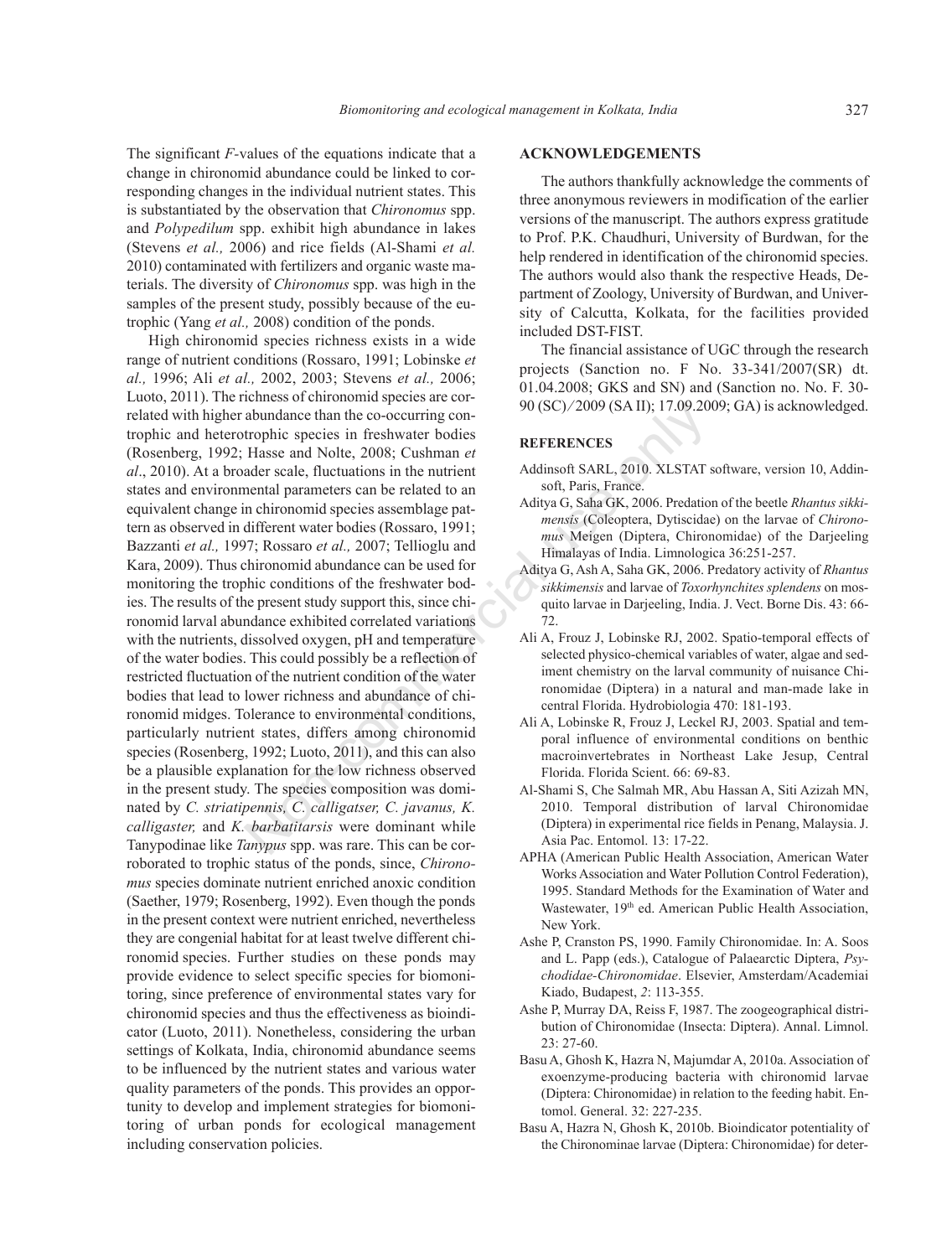The significant *F*-values of the equations indicate that a change in chironomid abundance could be linked to corresponding changes in the individual nutrient states. This is substantiated by the observation that *Chironomus* spp. and *Polypedilum* spp. exhibit high abundance in lakes (Stevens *et al.,* 2006) and rice fields (Al-Shami *et al.* 2010) contaminated with fertilizers and organic waste materials. The diversity of *Chironomus* spp. was high in the samples of the present study, possibly because of the eutrophic (Yang *et al.,* 2008) condition of the ponds.

High chironomid species richness exists in a wide range of nutrient conditions (Rossaro, 1991; Lobinske *et al.,* 1996; Ali *et al.,* 2002, 2003; Stevens *et al.,* 2006; Luoto, 2011). The richness of chironomid species are correlated with higher abundance than the co-occurring controphic and heterotrophic species in freshwater bodies (Rosenberg, 1992; Hasse and Nolte, 2008; Cushman *et al*., 2010). At a broader scale, fluctuations in the nutrient states and environmental parameters can be related to an equivalent change in chironomid species assemblage pattern as observed in different water bodies (Rossaro, 1991; Bazzanti *et al.,* 1997; Rossaro *et al.,* 2007; Tellioglu and Kara, 2009). Thus chironomid abundance can be used for monitoring the trophic conditions of the freshwater bodies. The results of the present study support this, since chironomid larval abundance exhibited correlated variations with the nutrients, dissolved oxygen, pH and temperature of the water bodies. This could possibly be a reflection of restricted fluctuation of the nutrient condition of the water bodies that lead to lower richness and abundance of chironomid midges. Tolerance to environmental conditions, particularly nutrient states, differs among chironomid species (Rosenberg, 1992; Luoto, 2011), and this can also be a plausible explanation for the low richness observed in the present study. The species composition was dominated by *C. striatipennis, C. calligatser, C. javanus, K. calligaster,* and *K. barbatitarsis* were dominant while Tanypodinae like *Tanypus* spp. was rare. This can be corroborated to trophic status of the ponds, since, *Chironomus* species dominate nutrient enriched anoxic condition (Saether, 1979; Rosenberg, 1992). Even though the ponds in the present context were nutrient enriched, nevertheless they are congenial habitat for at least twelve different chironomid species. Further studies on these ponds may provide evidence to select specific species for biomonitoring, since preference of environmental states vary for chironomid species and thus the effectiveness as bioindicator (Luoto, 2011). Nonetheless, considering the urban settings of Kolkata, India, chironomid abundance seems to be influenced by the nutrient states and various water quality parameters of the ponds. This provides an opportunity to develop and implement strategies for biomonitoring of urban ponds for ecological management including conservation policies.

## ACKNOWLEDGEMENTS

The authors thankfully acknowledge the comments of three anonymous reviewers in modification of the earlier versions of the manuscript. The authors express gratitude to Prof. P.K. Chaudhuri, University of Burdwan, for the help rendered in identification of the chironomid species. The authors would also thank the respective Heads, Department of Zoology, University of Burdwan, and University of Calcutta, Kolkata, for the facilities provided included DST-FIST.

The financial assistance of UGC through the research projects (Sanction no. F No. 33-341/2007(SR) dt. 01.04.2008; GKS and SN) and (Sanction no. No. F. 30-90 (SC)/2009 (SA II); 17.09.2009; GA) is acknowledged.

## REFERENCES

Addinsoft SARL, 2010. XLSTAT software, version 10, Addinsoft, Paris, France.

Aditya G, Saha GK, 2006. Predation of the beetle *Rhantus sikkimensis* (Coleoptera, Dytiscidae) on the larvae of *Chironomus* Meigen (Diptera, Chironomidae) of the Darjeeling Himalayas of India. Limnologica 36:251-257.

Aditya G, Ash A, Saha GK, 2006. Predatory activity of *Rhantus sikkimensis* and larvae of *Toxorhynchites splendens* on mosquito larvae in Darjeeling, India. J. Vect. Borne Dis. 43: 66-72.

Ali A, Frouz J, Lobinske RJ, 2002. Spatio-temporal effects of selected physico-chemical variables of water, algae and sediment chemistry on the larval community of nuisance Chironomidae (Diptera) in a natural and man-made lake in central Florida. Hydrobiologia 470: 181-193.

Ali A, Lobinske R, Frouz J, Leckel RJ, 2003. Spatial and temporal influence of environmental conditions on benthic macroinvertebrates in Northeast Lake Jesup, Central Florida. Florida Scient. 66: 69-83.

Al-Shami S, Che Salmah MR, Abu Hassan A, Siti Azizah MN, 2010. Temporal distribution of larval Chironomidae (Diptera) in experimental rice fields in Penang, Malaysia. J. Asia Pac. Entomol. 13: 17-22.

APHA (American Public Health Association, American Water Works Association and Water Pollution Control Federation), 1995. Standard Methods for the Examination of Water and Wastewater, 19th ed. American Public Health Association, New York.

Ashe P, Cranston PS, 1990. Family Chironomidae. In: A. Soos and L. Papp (eds.), Catalogue of Palaearctic Diptera, *Psychodidae-Chironomidae*. Elsevier, Amsterdam/Academiai Kiado, Budapest, *2*: 113-355.

Ashe P, Murray DA, Reiss F, 1987. The zoogeographical distribution of Chironomidae (Insecta: Diptera). Annal. Limnol. 23: 27-60.

Basu A, Ghosh K, Hazra N, Majumdar A, 2010a. Association of exoenzyme-producing bacteria with chironomid larvae (Diptera: Chironomidae) in relation to the feeding habit. Entomol. General. 32: 227-235.

Basu A, Hazra N, Ghosh K, 2010b. Bioindicator potentiality of the Chironominae larvae (Diptera: Chironomidae) for deter-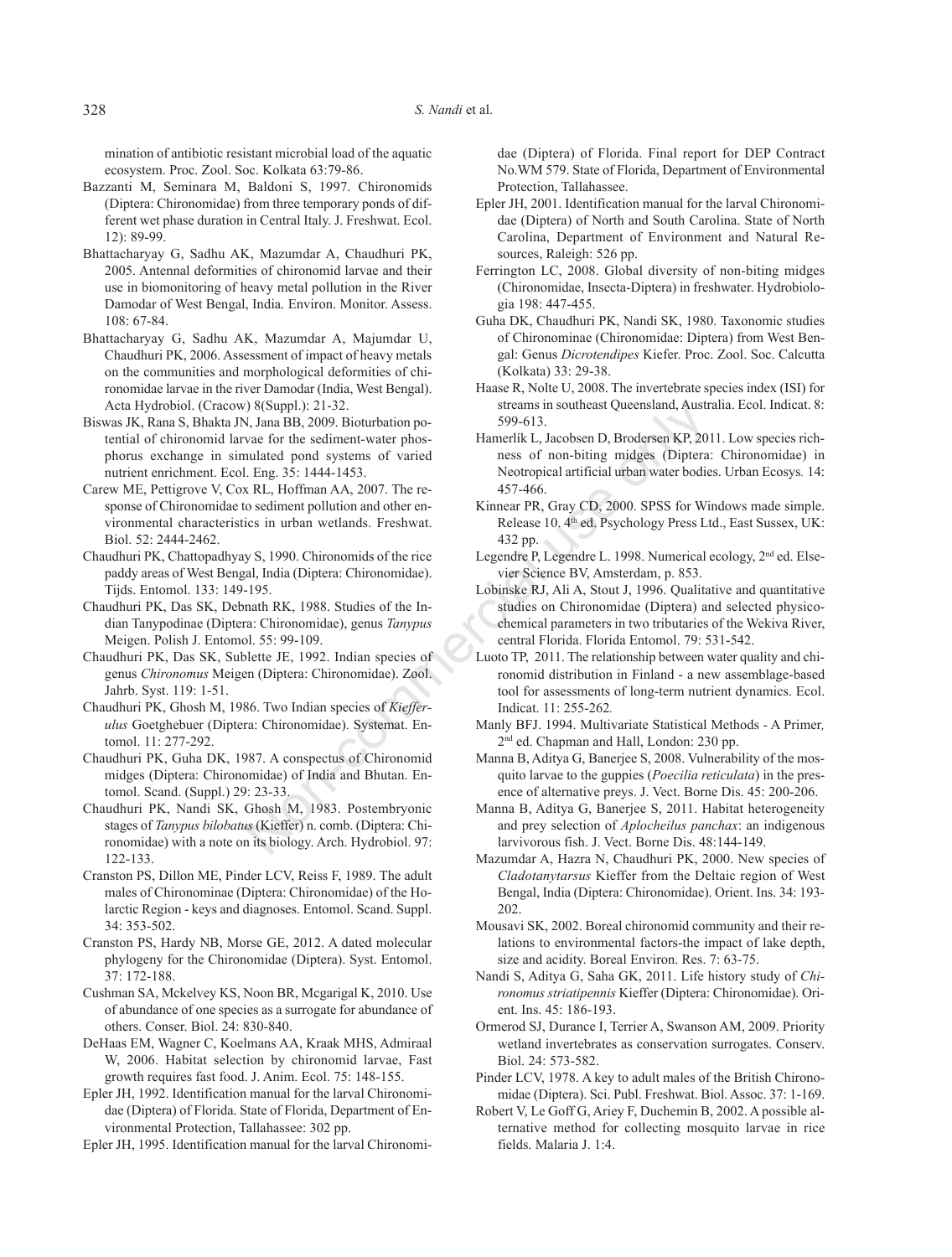mination of antibiotic resistant microbial load of the aquatic ecosystem. Proc. Zool. Soc. Kolkata 63:79-86.

Bazzanti M, Seminara M, Baldoni S, 1997. Chironomids (Diptera: Chironomidae) from three temporary ponds of different wet phase duration in Central Italy. J. Freshwat. Ecol. 12): 89-99.

Bhattacharyay G, Sadhu AK, Mazumdar A, Chaudhuri PK, 2005. Antennal deformities of chironomid larvae and their use in biomonitoring of heavy metal pollution in the River Damodar of West Bengal, India. Environ. Monitor. Assess. 108: 67-84.

Bhattacharyay G, Sadhu AK, Mazumdar A, Majumdar U, Chaudhuri PK, 2006. Assessment of impact of heavy metals on the communities and morphological deformities of chironomidae larvae in the river Damodar (India, West Bengal). Acta Hydrobiol. (Cracow) 8(Suppl.): 21-32.

Biswas JK, Rana S, Bhakta JN, Jana BB, 2009. Bioturbation potential of chironomid larvae for the sediment-water phosphorus exchange in simulated pond systems of varied nutrient enrichment. Ecol. Eng. 35: 1444-1453.

Carew ME, Pettigrove V, Cox RL, Hoffman AA, 2007. The response of Chironomidae to sediment pollution and other environmental characteristics in urban wetlands. Freshwat. Biol. 52: 2444-2462.

Chaudhuri PK, Chattopadhyay S, 1990. Chironomids of the rice paddy areas of West Bengal, India (Diptera: Chironomidae). Tijds. Entomol. 133: 149-195.

Chaudhuri PK, Das SK, Debnath RK, 1988. Studies of the Indian Tanypodinae (Diptera: Chironomidae), genus *Tanypus* Meigen. Polish J. Entomol. 55: 99-109.

Chaudhuri PK, Das SK, Sublette JE, 1992. Indian species of genus *Chironomus* Meigen (Diptera: Chironomidae). Zool. Jahrb. Syst. 119: 1-51.

Chaudhuri PK, Ghosh M, 1986. Two Indian species of *Kiefferulus* Goetghebuer (Diptera: Chironomidae). Systemat. Entomol. 11: 277-292.

Chaudhuri PK, Guha DK, 1987. A conspectus of Chironomid midges (Diptera: Chironomidae) of India and Bhutan. Entomol. Scand. (Suppl.) 29: 23-33.

Chaudhuri PK, Nandi SK, Ghosh M, 1983. Postembryonic stages of *Tanypus bilobatus* (Kieffer) n. comb. (Diptera: Chironomidae) with a note on its biology. Arch. Hydrobiol. 97: 122-133.

Cranston PS, Dillon ME, Pinder LCV, Reiss F, 1989. The adult males of Chironominae (Diptera: Chironomidae) of the Holarctic Region - keys and diagnoses. Entomol. Scand. Suppl. 34: 353-502.

Cranston PS, Hardy NB, Morse GE, 2012. A dated molecular phylogeny for the Chironomidae (Diptera). Syst. Entomol. 37: 172-188.

Cushman SA, Mckelvey KS, Noon BR, Mcgarigal K, 2010. Use of abundance of one species as a surrogate for abundance of others. Conser. Biol. 24: 830-840.

DeHaas EM, Wagner C, Koelmans AA, Kraak MHS, Admiraal W, 2006. Habitat selection by chironomid larvae, Fast growth requires fast food. J. Anim. Ecol. 75: 148-155.

Epler JH, 1992. Identification manual for the larval Chironomidae (Diptera) of Florida. State of Florida, Department of Environmental Protection, Tallahassee: 302 pp.

Epler JH, 1995. Identification manual for the larval Chironomidae (Diptera) of Florida. Final report for DEP Contract No.WM 579. State of Florida, Department of Environmental Protection, Tallahassee.

Epler JH, 2001. Identification manual for the larval Chironomidae (Diptera) of North and South Carolina. State of North Carolina, Department of Environment and Natural Resources, Raleigh: 526 pp.

Ferrington LC, 2008. Global diversity of non-biting midges (Chironomidae, Insecta-Diptera) in freshwater. Hydrobiologia 198: 447-455.

Guha DK, Chaudhuri PK, Nandi SK, 1980. Taxonomic studies of Chironominae (Chironomidae: Diptera) from West Bengal: Genus *Dicrotendipes* Kiefer. Proc. Zool. Soc. Calcutta (Kolkata) 33: 29-38.

Haase R, Nolte U, 2008. The invertebrate species index (ISI) for streams in southeast Queensland, Australia. Ecol. Indicat. 8: 599-613.

Hamerlík L, Jacobsen D, Brodersen KP, 2011. Low species richness of non-biting midges (Diptera: Chironomidae) in Neotropical artificial urban water bodies. Urban Ecosys*.* 14: 457-466.

Kinnear PR, Gray CD, 2000. SPSS for Windows made simple. Release 10. 4th ed. Psychology Press Ltd., East Sussex, UK: 432 pp.

Legendre P, Legendre L. 1998. Numerical ecology, 2nd ed. Elsevier Science BV, Amsterdam, p. 853.

Lobinske RJ, Ali A, Stout J, 1996. Qualitative and quantitative studies on Chironomidae (Diptera) and selected physicochemical parameters in two tributaries of the Wekiva River, central Florida. Florida Entomol. 79: 531-542.

Luoto TP, 2011. The relationship between water quality and chironomid distribution in Finland - a new assemblage-based tool for assessments of long-term nutrient dynamics. Ecol. Indicat. 11: 255-262*.*

Manly BFJ. 1994. Multivariate Statistical Methods - A Primer*,* 2nd ed. Chapman and Hall, London: 230 pp.

Manna B, Aditya G, Banerjee S, 2008. Vulnerability of the mosquito larvae to the guppies (*Poecilia reticulata*) in the presence of alternative preys. J. Vect. Borne Dis. 45: 200-206.

Manna B, Aditya G, Banerjee S, 2011. Habitat heterogeneity and prey selection of *Aplocheilus panchax*: an indigenous larvivorous fish. J. Vect. Borne Dis. 48:144-149.

Mazumdar A, Hazra N, Chaudhuri PK, 2000. New species of *Cladotanytarsus* Kieffer from the Deltaic region of West Bengal, India (Diptera: Chironomidae). Orient. Ins. 34: 193-202.

Mousavi SK, 2002. Boreal chironomid community and their relations to environmental factors-the impact of lake depth, size and acidity. Boreal Environ. Res. 7: 63-75.

Nandi S, Aditya G, Saha GK, 2011. Life history study of *Chironomus striatipennis* Kieffer (Diptera: Chironomidae). Orient. Ins. 45: 186-193.

Ormerod SJ, Durance I, Terrier A, Swanson AM, 2009. Priority wetland invertebrates as conservation surrogates. Conserv. Biol. 24: 573-582.

Pinder LCV, 1978. A key to adult males of the British Chironomidae (Diptera). Sci. Publ. Freshwat. Biol. Assoc. 37: 1-169.

Robert V, Le Goff G, Ariey F, Duchemin B, 2002. A possible alternative method for collecting mosquito larvae in rice fields. Malaria J. 1:4.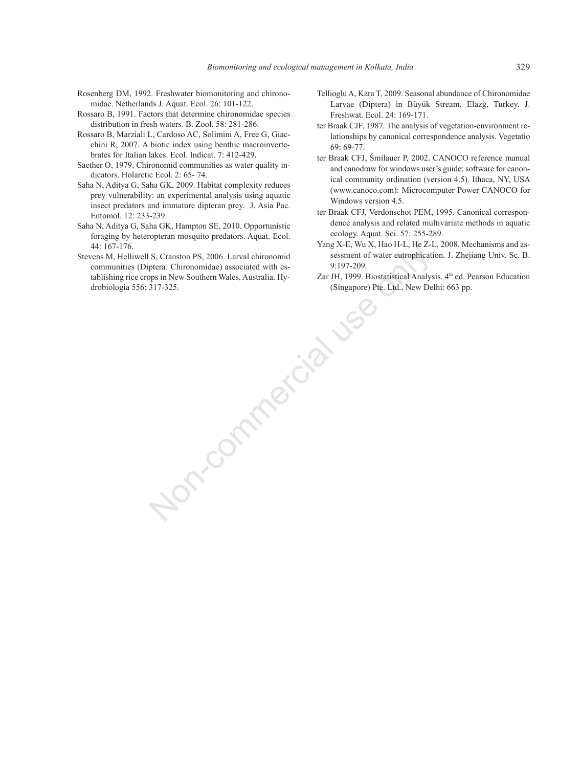Rosenberg DM, 1992. Freshwater biomonitoring and chironomidae. Netherlands J. Aquat. Ecol. 26: 101-122.

Rossaro B, 1991. Factors that determine chironomidae species distribution in fresh waters. B. Zool. 58: 281-286.

Rossaro B, Marziali L, Cardoso AC, Solimini A, Free G, Giacchini R, 2007. A biotic index using benthic macroinvertebrates for Italian lakes. Ecol. Indicat. 7: 412-429.

Saether O, 1979. Chironomid communities as water quality indicators. Holarctic Ecol. 2: 65- 74.

Saha N, Aditya G, Saha GK, 2009. Habitat complexity reduces prey vulnerability: an experimental analysis using aquatic insect predators and immature dipteran prey. J. Asia Pac. Entomol. 12: 233-239.

Saha N, Aditya G, Saha GK, Hampton SE, 2010. Opportunistic foraging by heteropteran mosquito predators. Aquat. Ecol. 44: 167-176.

Stevens M, Helliwell S, Cranston PS, 2006. Larval chironomid communities (Diptera: Chironomidae) associated with establishing rice crops in New Southern Wales, Australia. Hydrobiologia 556: 317-325.

Tellioglu A, Kara T, 2009. Seasonal abundance of Chironomidae Larvae (Diptera) in Büyük Stream, Elazğ, Turkey. J. Freshwat. Ecol. 24: 169-171.

ter Braak CJF, 1987. The analysis of vegetation-environment relationships by canonical correspondence analysis. Vegetatio 69: 69-77.

ter Braak CFJ, Šmilauer P, 2002. CANOCO reference manual and canodraw for windows user's guide: software for canonical community ordination (version 4.5). Ithaca, NY, USA (www.canoco.com): Microcomputer Power CANOCO for Windows version 4.5.

ter Braak CFJ, Verdonschot PEM, 1995. Canonical correspondence analysis and related multivariate methods in aquatic ecology. Aquat. Sci. 57: 255-289.

Yang X-E, Wu X, Hao H-L, He Z-L, 2008. Mechanisms and assessment of water eutrophication. J. Zhejiang Univ. Sc. B. 9:197-209.

Zar JH, 1999. Biostatistical Analysis. 4th ed. Pearson Education (Singapore) Pte. Ltd., New Delhi: 663 pp.